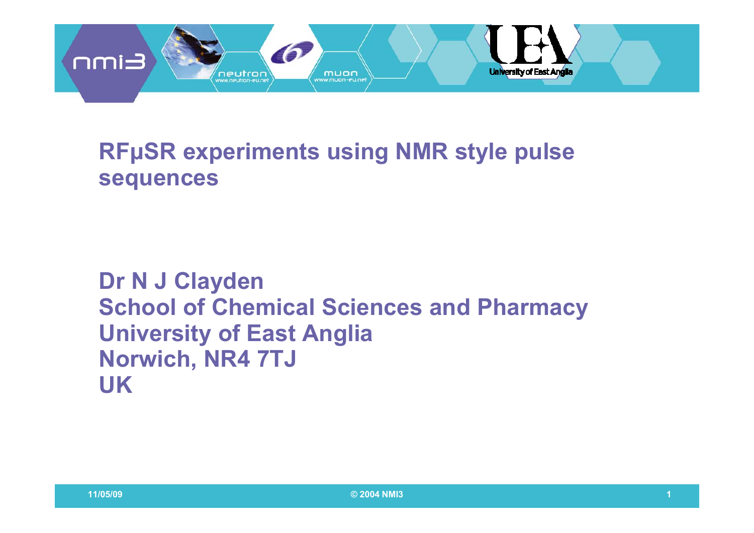# RFμSR experiments using NMR style pulse sequences

**Dr N J Clayden**
**School of Chemical Sciences and Pharmacy**
**University of East Anglia**
**Norwich, NR4 7TJ**
**UK**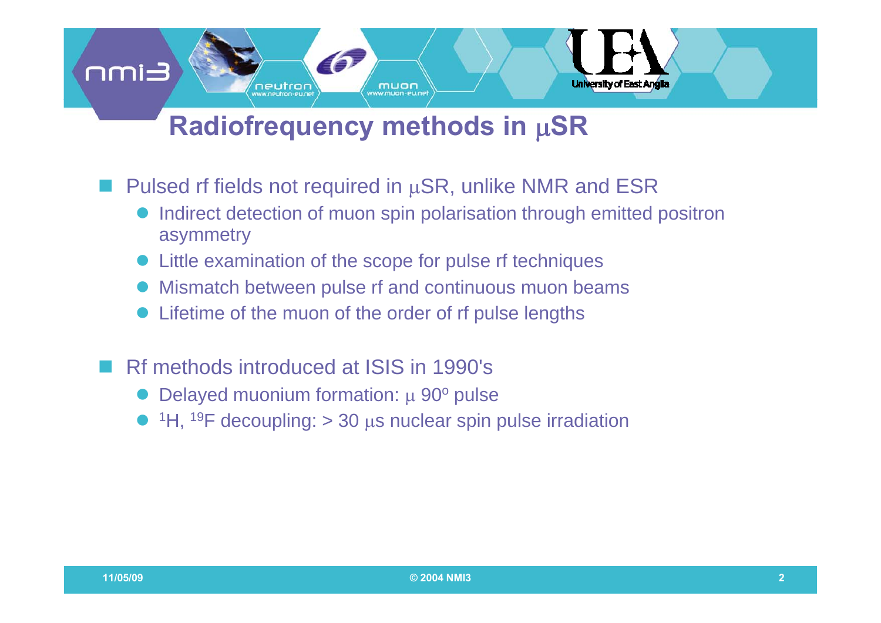# Radiofrequency methods in $\mu$SR

- Pulsed rf fields not required in $\mu$SR, unlike NMR and ESR
  - Indirect detection of muon spin polarisation through emitted positron asymmetry
  - Little examination of the scope for pulse rf techniques
  - Mismatch between pulse rf and continuous muon beams
  - Lifetime of the muon of the order of rf pulse lengths

- Rf methods introduced at ISIS in 1990's
  - Delayed muonium formation: $\mu$ $90^o$ pulse
  - $^1H$, $^{19}F$ decoupling: > 30 $\mu$s nuclear spin pulse irradiation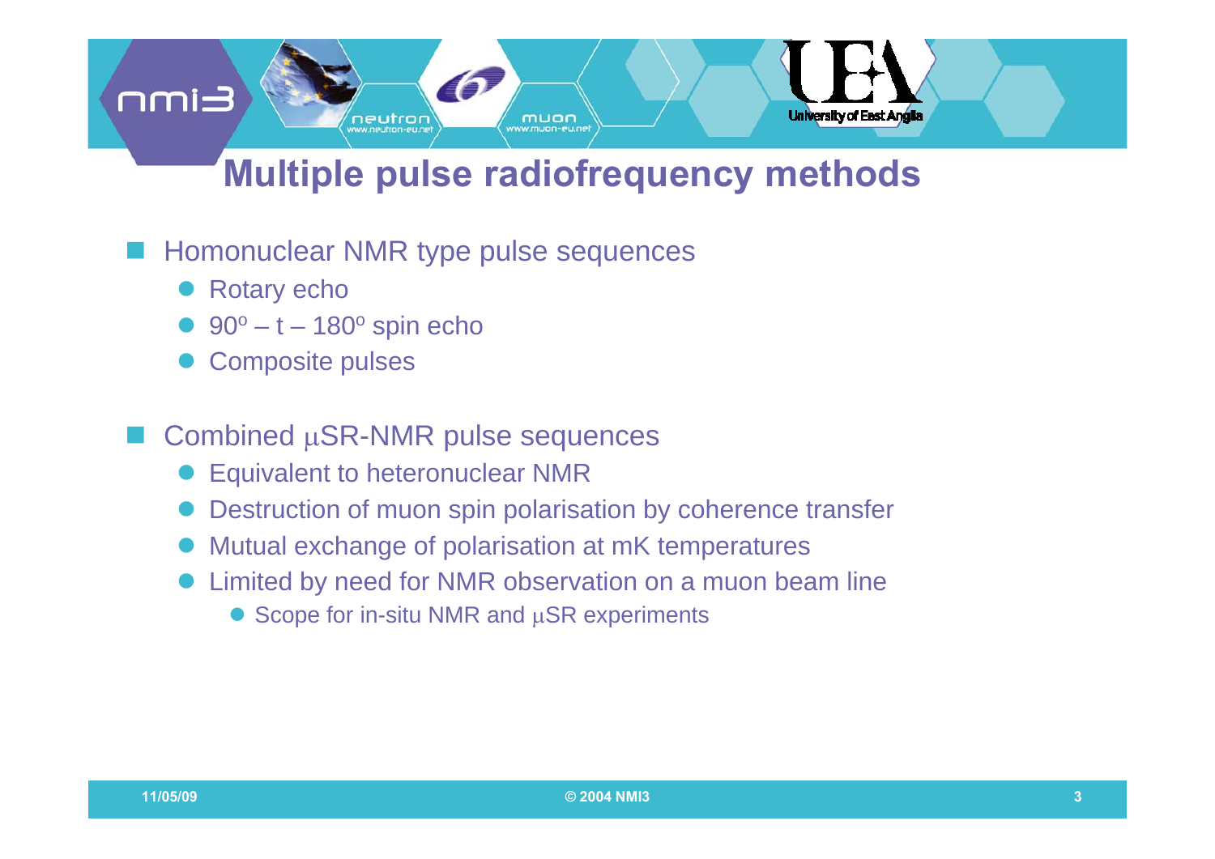# Multiple pulse radiofrequency methods

- Homonuclear NMR type pulse sequences
  - Rotary echo
  - $90^o – t – 180^o$ spin echo
  - Composite pulses

- Combined $\mu$SR-NMR pulse sequences
  - Equivalent to heteronuclear NMR
  - Destruction of muon spin polarisation by coherence transfer
  - Mutual exchange of polarisation at mK temperatures
  - Limited by need for NMR observation on a muon beam line
    - Scope for in-situ NMR and $\mu$SR experiments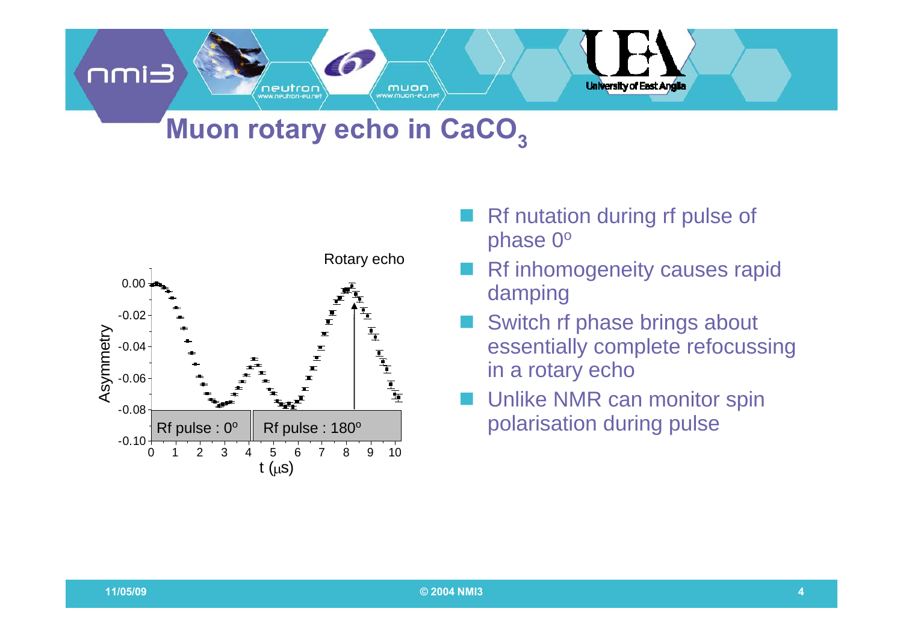# Muon rotary echo in $CaCO_3$

- Rf nutation during rf pulse of phase 0°
- Rf inhomogeneity causes rapid damping
- Switch rf phase brings about essentially complete refocussing in a rotary echo
- Unlike NMR can monitor spin polarisation during pulse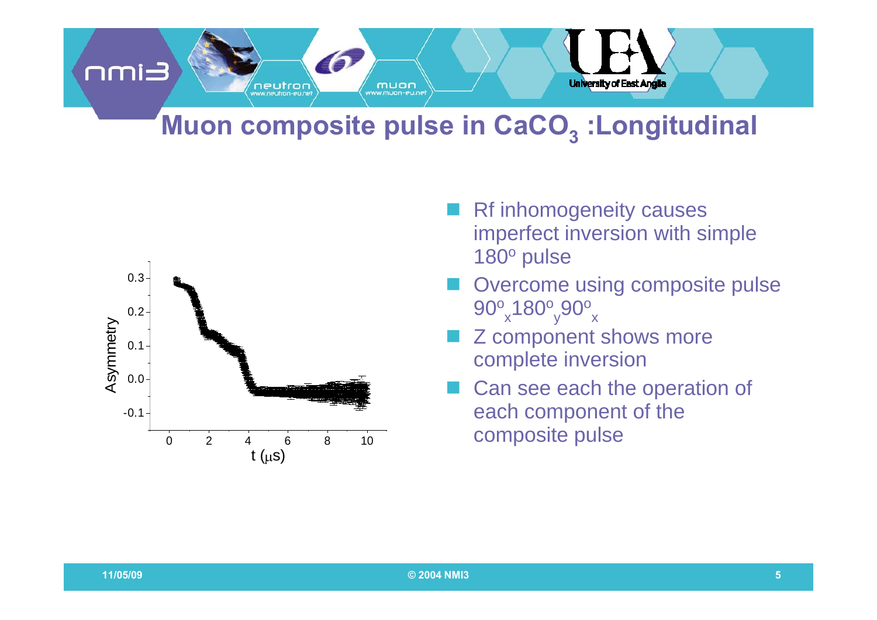# Muon composite pulse in $CaCO_3$ :Longitudinal

- Rf inhomogeneity causes imperfect inversion with simple $180^o$ pulse
- Overcome using composite pulse $90^o_x 180^o_y 90^o_x$
- Z component shows more complete inversion
- Can see each the operation of each component of the composite pulse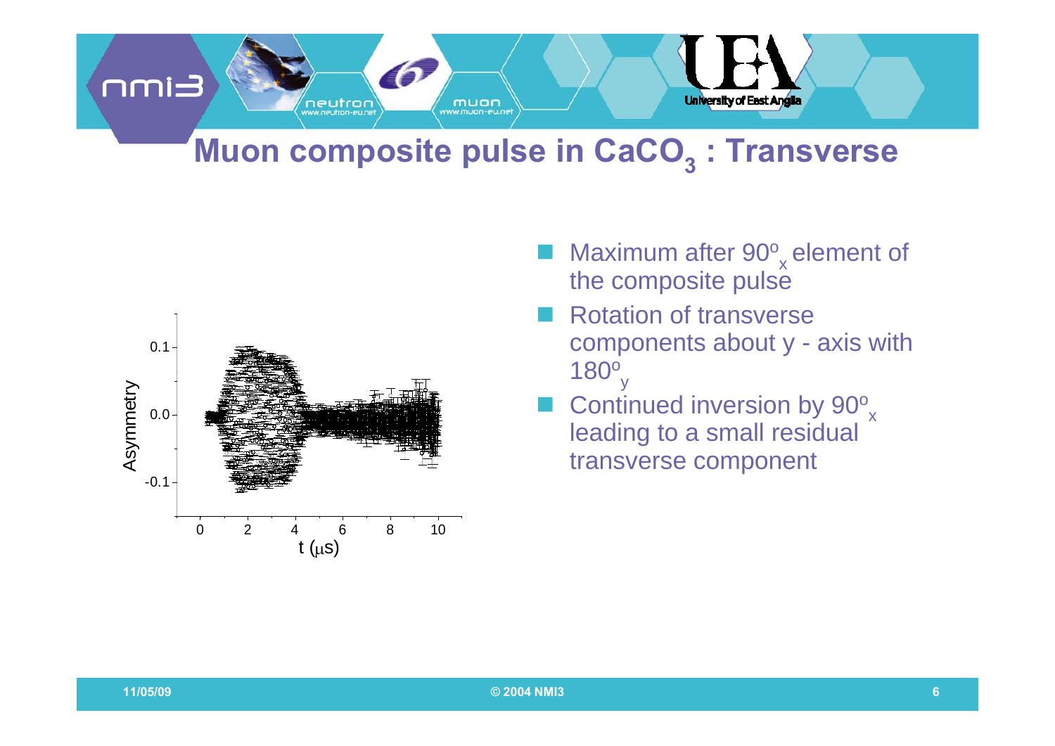# Muon composite pulse in $CaCO_3$ : Transverse

- Maximum after $90^o_x$ element of the composite pulse
- Rotation of transverse components about y - axis with $180^o_y$
- Continued inversion by $90^o_x$ leading to a small residual transverse component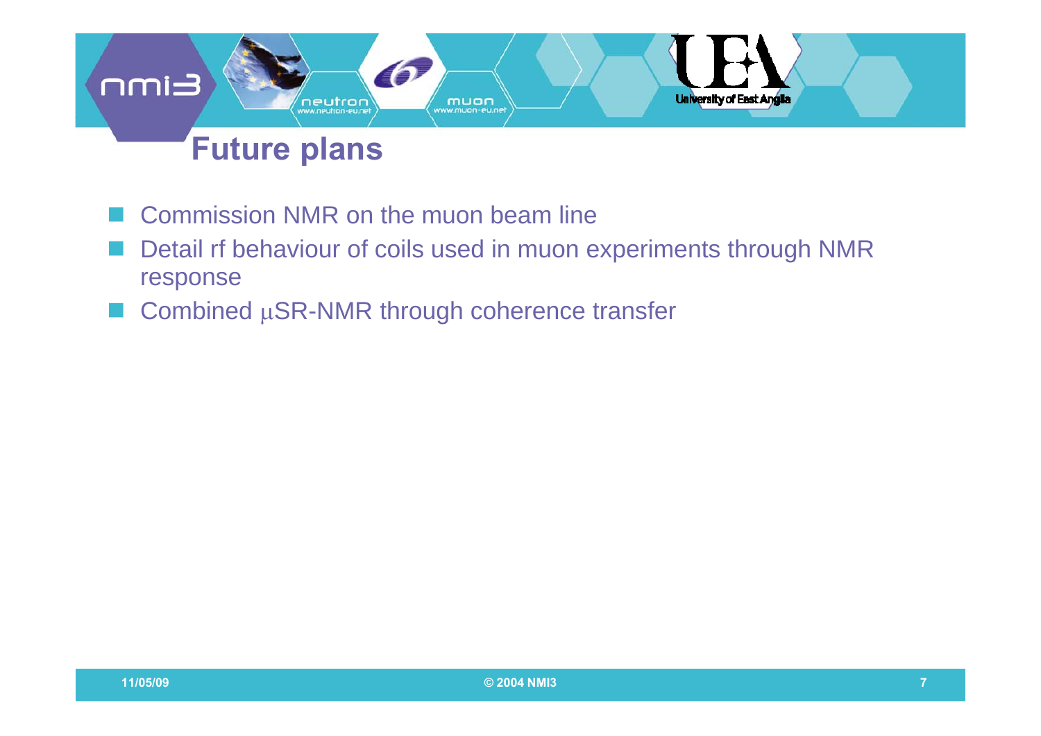# Future plans

- Commission NMR on the muon beam line
- Detail rf behaviour of coils used in muon experiments through NMR response
- Combined $\mu$SR-NMR through coherence transfer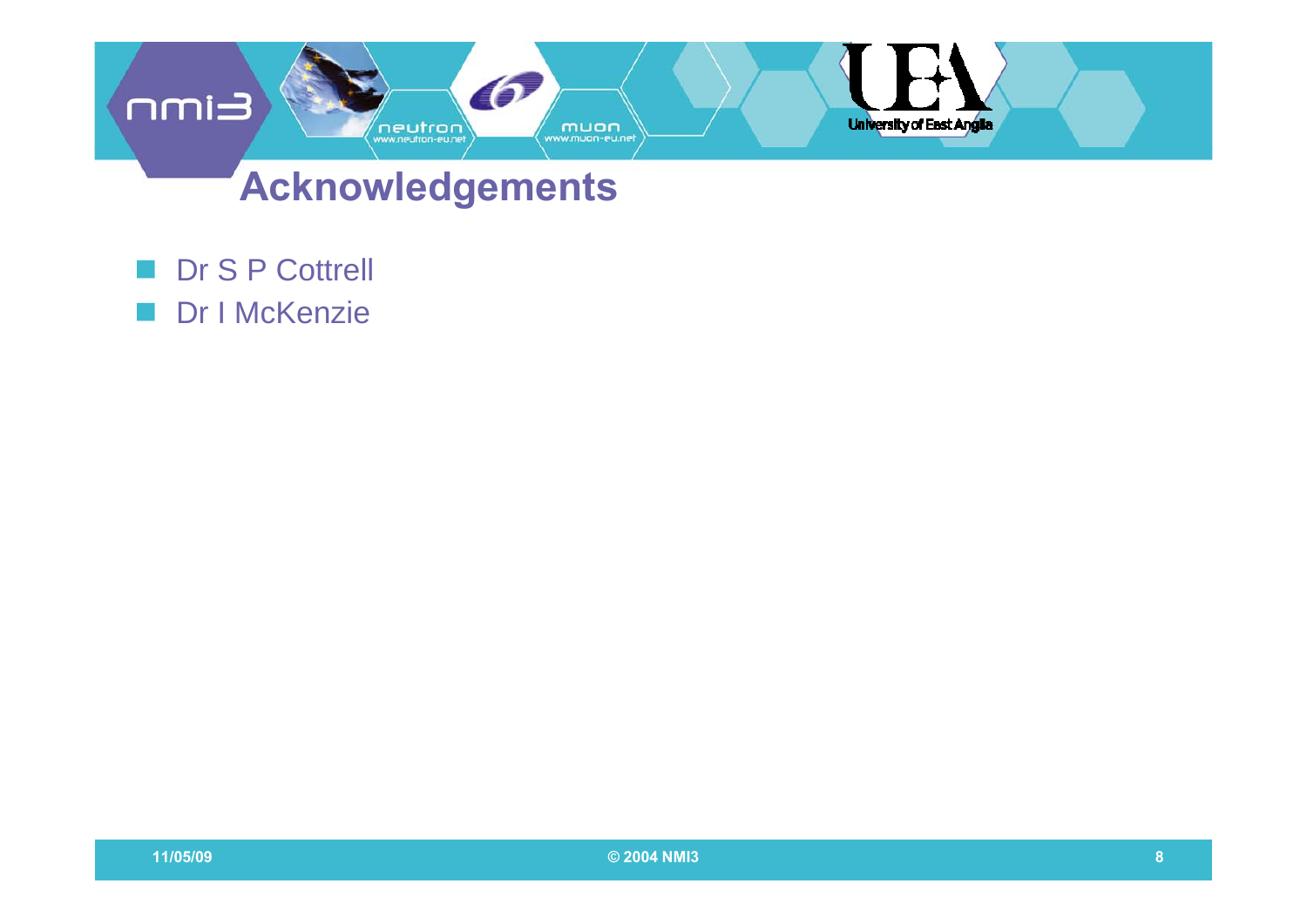# Acknowledgements

- Dr S P Cottrell
- Dr I McKenzie